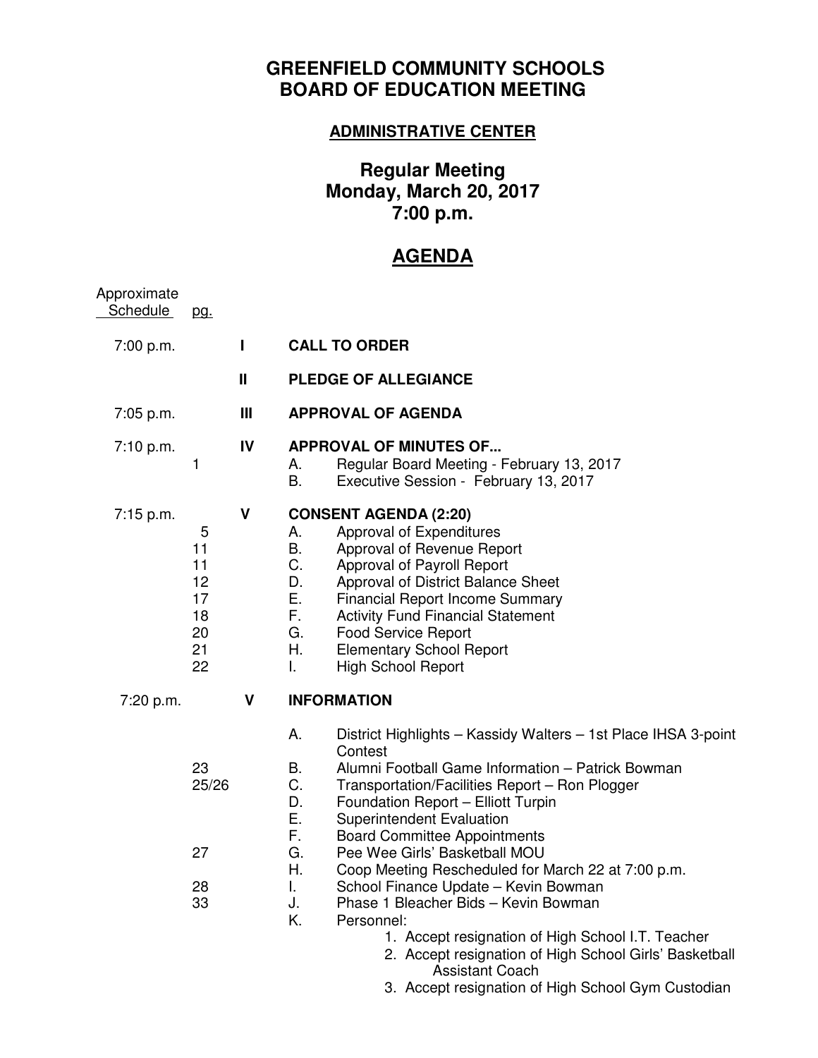# GREENFIELD COMMUNITY SCHOOLS
# BOARD OF EDUCATION MEETING

### ADMINISTRATIVE CENTER

## Regular Meeting
## Monday, March 20, 2017
## 7:00 p.m.

## AGENDA

| Approximate Schedule | pg. | | |
|---|---|---|---|
| 7:00 p.m. | | **I** | **CALL TO ORDER** |
| | | **II** | **PLEDGE OF ALLEGIANCE** |
| 7:05 p.m. | | **III** | **APPROVAL OF AGENDA** |
| 7:10 p.m. | | **IV** | **APPROVAL OF MINUTES OF...** |
| | 1 | | A. Regular Board Meeting - February 13, 2017 |
| | | | B. Executive Session - February 13, 2017 |
| 7:15 p.m. | | **V** | **CONSENT AGENDA (2:20)** |
| | 5 | | A. Approval of Expenditures |
| | 11 | | B. Approval of Revenue Report |
| | 11 | | C. Approval of Payroll Report |
| | 12 | | D. Approval of District Balance Sheet |
| | 17 | | E. Financial Report Income Summary |
| | 18 | | F. Activity Fund Financial Statement |
| | 20 | | G. Food Service Report |
| | 21 | | H. Elementary School Report |
| | 22 | | I. High School Report |
| 7:20 p.m. | | **V** | **INFORMATION** |
| | | | A. District Highlights – Kassidy Walters – 1st Place IHSA 3-point Contest |
| | 23 | | B. Alumni Football Game Information – Patrick Bowman |
| | 25/26 | | C. Transportation/Facilities Report – Ron Plogger |
| | | | D. Foundation Report – Elliott Turpin |
| | | | E. Superintendent Evaluation |
| | | | F. Board Committee Appointments |
| | 27 | | G. Pee Wee Girls' Basketball MOU |
| | | | H. Coop Meeting Rescheduled for March 22 at 7:00 p.m. |
| | 28 | | I. School Finance Update – Kevin Bowman |
| | 33 | | J. Phase 1 Bleacher Bids – Kevin Bowman |
| | | | K. Personnel: |
| | | | 1. Accept resignation of High School I.T. Teacher |
| | | | 2. Accept resignation of High School Girls' Basketball Assistant Coach |
| | | | 3. Accept resignation of High School Gym Custodian |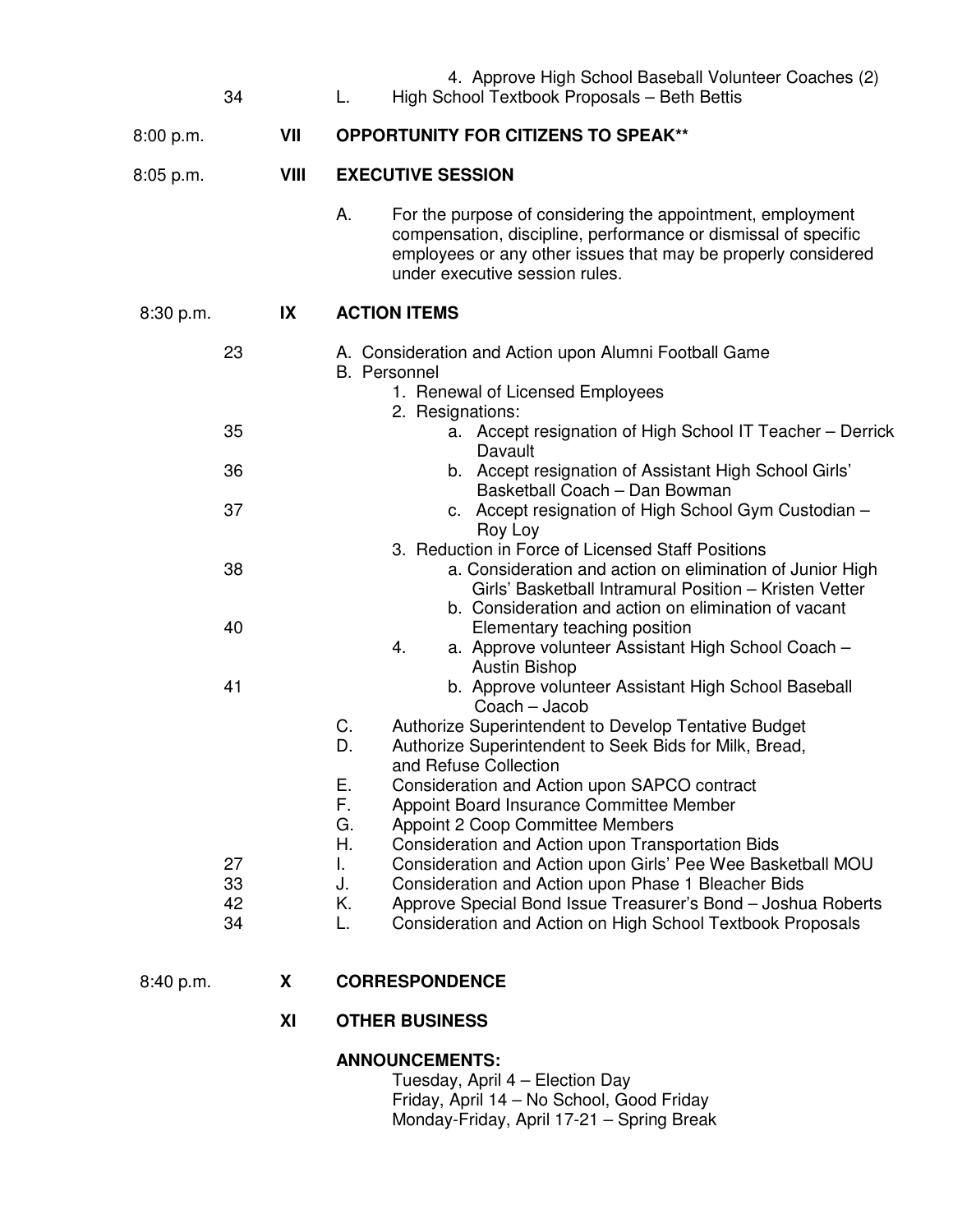4. Approve High School Baseball Volunteer Coaches (2)

34 L. High School Textbook Proposals – Beth Bettis

8:00 p.m. **VII OPPORTUNITY FOR CITIZENS TO SPEAK****

8:05 p.m. **VIII EXECUTIVE SESSION**

A. For the purpose of considering the appointment, employment compensation, discipline, performance or dismissal of specific employees or any other issues that may be properly considered under executive session rules.

8:30 p.m. **IX ACTION ITEMS**

23 A. Consideration and Action upon Alumni Football Game

B. Personnel
1. Renewal of Licensed Employees
2. Resignations:

35 a. Accept resignation of High School IT Teacher – Derrick Davault

36 b. Accept resignation of Assistant High School Girls' Basketball Coach – Dan Bowman

37 c. Accept resignation of High School Gym Custodian – Roy Loy

3. Reduction in Force of Licensed Staff Positions

38 a. Consideration and action on elimination of Junior High Girls' Basketball Intramural Position – Kristen Vetter

40 b. Consideration and action on elimination of vacant Elementary teaching position

4. a. Approve volunteer Assistant High School Coach – Austin Bishop

41 b. Approve volunteer Assistant High School Baseball Coach – Jacob

C. Authorize Superintendent to Develop Tentative Budget

D. Authorize Superintendent to Seek Bids for Milk, Bread, and Refuse Collection

E. Consideration and Action upon SAPCO contract

F. Appoint Board Insurance Committee Member

G. Appoint 2 Coop Committee Members

H. Consideration and Action upon Transportation Bids

27 I. Consideration and Action upon Girls' Pee Wee Basketball MOU

33 J. Consideration and Action upon Phase 1 Bleacher Bids

42 K. Approve Special Bond Issue Treasurer's Bond – Joshua Roberts

34 L. Consideration and Action on High School Textbook Proposals

8:40 p.m. **X CORRESPONDENCE**

**XI OTHER BUSINESS**

**ANNOUNCEMENTS:**

Tuesday, April 4 – Election Day
Friday, April 14 – No School, Good Friday
Monday-Friday, April 17-21 – Spring Break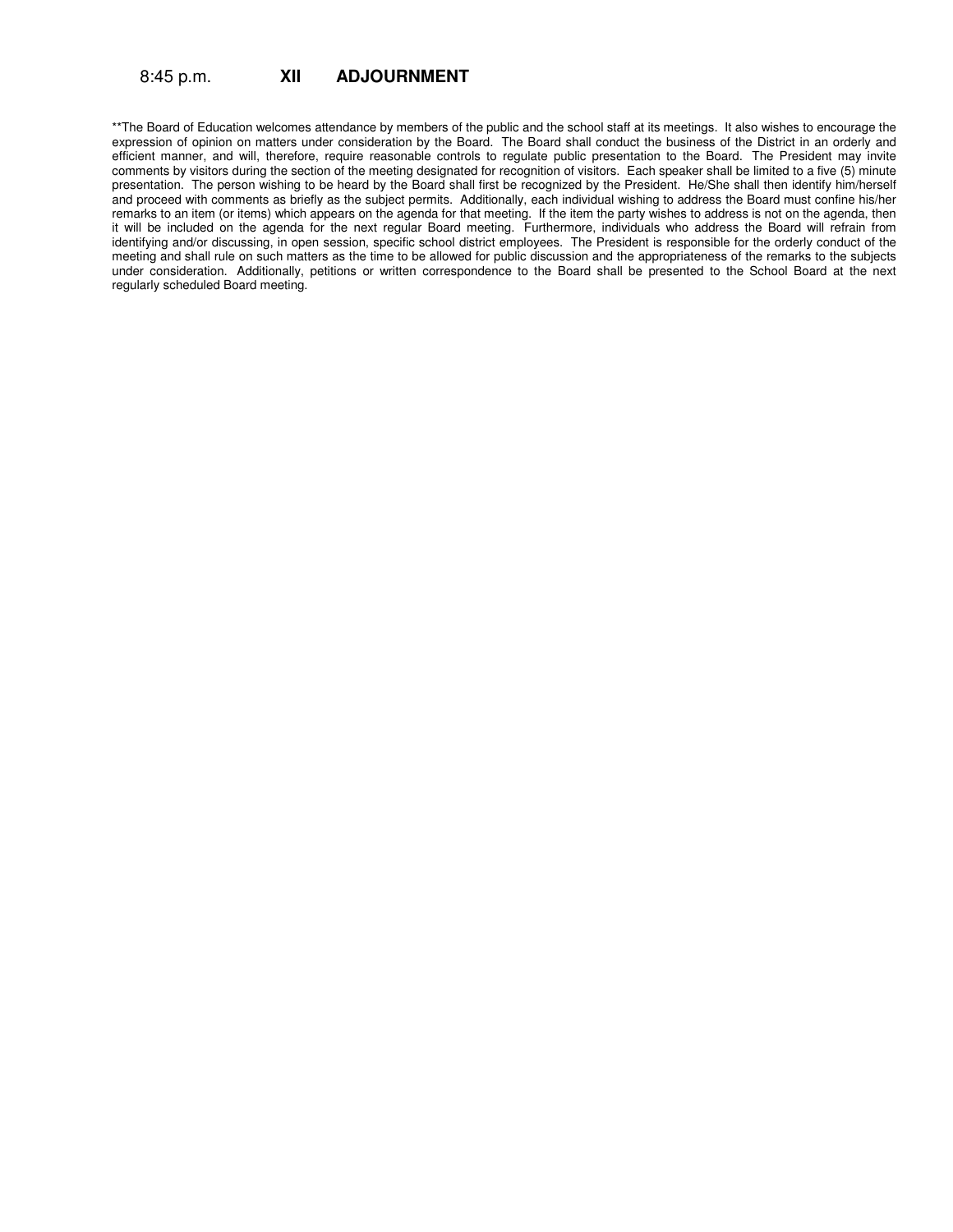8:45 p.m. **XII ADJOURNMENT**

**The Board of Education welcomes attendance by members of the public and the school staff at its meetings. It also wishes to encourage the expression of opinion on matters under consideration by the Board. The Board shall conduct the business of the District in an orderly and efficient manner, and will, therefore, require reasonable controls to regulate public presentation to the Board. The President may invite comments by visitors during the section of the meeting designated for recognition of visitors. Each speaker shall be limited to a five (5) minute presentation. The person wishing to be heard by the Board shall first be recognized by the President. He/She shall then identify him/herself and proceed with comments as briefly as the subject permits. Additionally, each individual wishing to address the Board must confine his/her remarks to an item (or items) which appears on the agenda for that meeting. If the item the party wishes to address is not on the agenda, then it will be included on the agenda for the next regular Board meeting. Furthermore, individuals who address the Board will refrain from identifying and/or discussing, in open session, specific school district employees. The President is responsible for the orderly conduct of the meeting and shall rule on such matters as the time to be allowed for public discussion and the appropriateness of the remarks to the subjects under consideration. Additionally, petitions or written correspondence to the Board shall be presented to the School Board at the next regularly scheduled Board meeting.